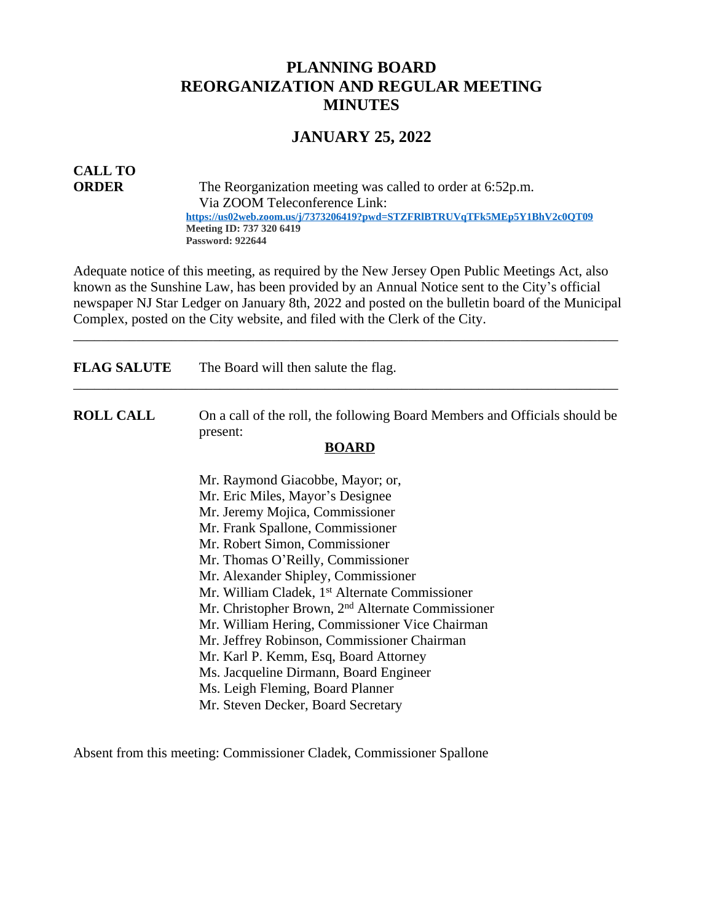# PLANNING BOARD
# REORGANIZATION AND REGULAR MEETING
# MINUTES

## JANUARY 25, 2022

**CALL TO ORDER**

The Reorganization meeting was called to order at 6:52p.m.
Via ZOOM Teleconference Link:
**https://us02web.zoom.us/j/7373206419?pwd=STZFRlBTRUVqTFk5MEp5Y1BhV2c0QT09**
**Meeting ID: 737 320 6419**
**Password: 922644**

Adequate notice of this meeting, as required by the New Jersey Open Public Meetings Act, also known as the Sunshine Law, has been provided by an Annual Notice sent to the City's official newspaper NJ Star Ledger on January 8th, 2022 and posted on the bulletin board of the Municipal Complex, posted on the City website, and filed with the Clerk of the City.

---

**FLAG SALUTE** The Board will then salute the flag.

---

**ROLL CALL** On a call of the roll, the following Board Members and Officials should be present:

**BOARD**

Mr. Raymond Giacobbe, Mayor; or,
Mr. Eric Miles, Mayor's Designee
Mr. Jeremy Mojica, Commissioner
Mr. Frank Spallone, Commissioner
Mr. Robert Simon, Commissioner
Mr. Thomas O'Reilly, Commissioner
Mr. Alexander Shipley, Commissioner
Mr. William Cladek, 1st Alternate Commissioner
Mr. Christopher Brown, 2nd Alternate Commissioner
Mr. William Hering, Commissioner Vice Chairman
Mr. Jeffrey Robinson, Commissioner Chairman
Mr. Karl P. Kemm, Esq, Board Attorney
Ms. Jacqueline Dirmann, Board Engineer
Ms. Leigh Fleming, Board Planner
Mr. Steven Decker, Board Secretary

Absent from this meeting: Commissioner Cladek, Commissioner Spallone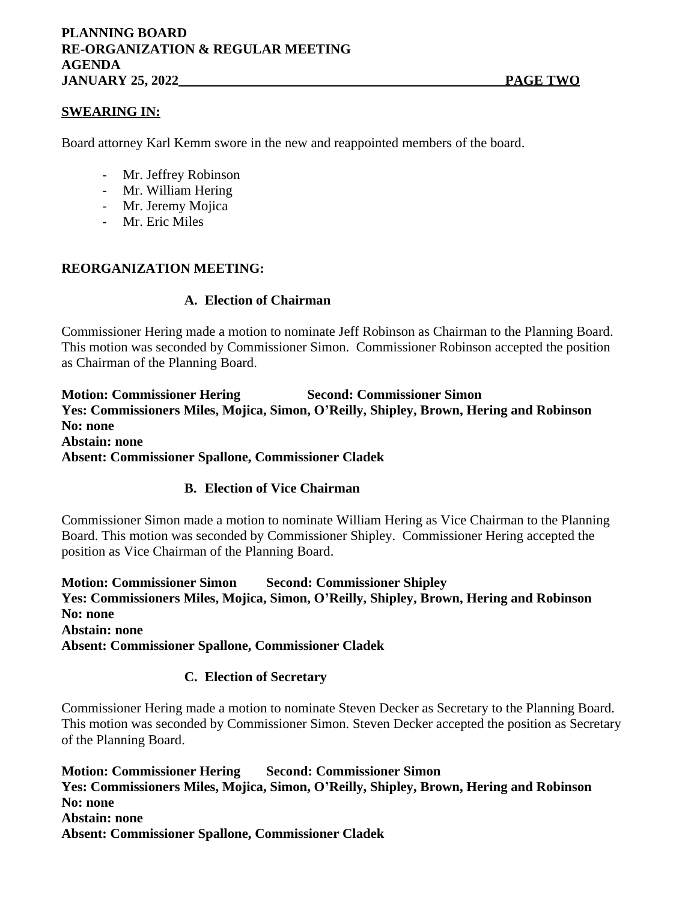## SWEARING IN:

Board attorney Karl Kemm swore in the new and reappointed members of the board.

- Mr. Jeffrey Robinson
- Mr. William Hering
- Mr. Jeremy Mojica
- Mr. Eric Miles

## REORGANIZATION MEETING:

### A. Election of Chairman

Commissioner Hering made a motion to nominate Jeff Robinson as Chairman to the Planning Board. This motion was seconded by Commissioner Simon. Commissioner Robinson accepted the position as Chairman of the Planning Board.

**Motion: Commissioner Hering Second: Commissioner Simon**
**Yes: Commissioners Miles, Mojica, Simon, O'Reilly, Shipley, Brown, Hering and Robinson**
**No: none**
**Abstain: none**
**Absent: Commissioner Spallone, Commissioner Cladek**

### B. Election of Vice Chairman

Commissioner Simon made a motion to nominate William Hering as Vice Chairman to the Planning Board. This motion was seconded by Commissioner Shipley. Commissioner Hering accepted the position as Vice Chairman of the Planning Board.

**Motion: Commissioner Simon Second: Commissioner Shipley**
**Yes: Commissioners Miles, Mojica, Simon, O'Reilly, Shipley, Brown, Hering and Robinson**
**No: none**
**Abstain: none**
**Absent: Commissioner Spallone, Commissioner Cladek**

### C. Election of Secretary

Commissioner Hering made a motion to nominate Steven Decker as Secretary to the Planning Board. This motion was seconded by Commissioner Simon. Steven Decker accepted the position as Secretary of the Planning Board.

**Motion: Commissioner Hering Second: Commissioner Simon**
**Yes: Commissioners Miles, Mojica, Simon, O'Reilly, Shipley, Brown, Hering and Robinson**
**No: none**
**Abstain: none**
**Absent: Commissioner Spallone, Commissioner Cladek**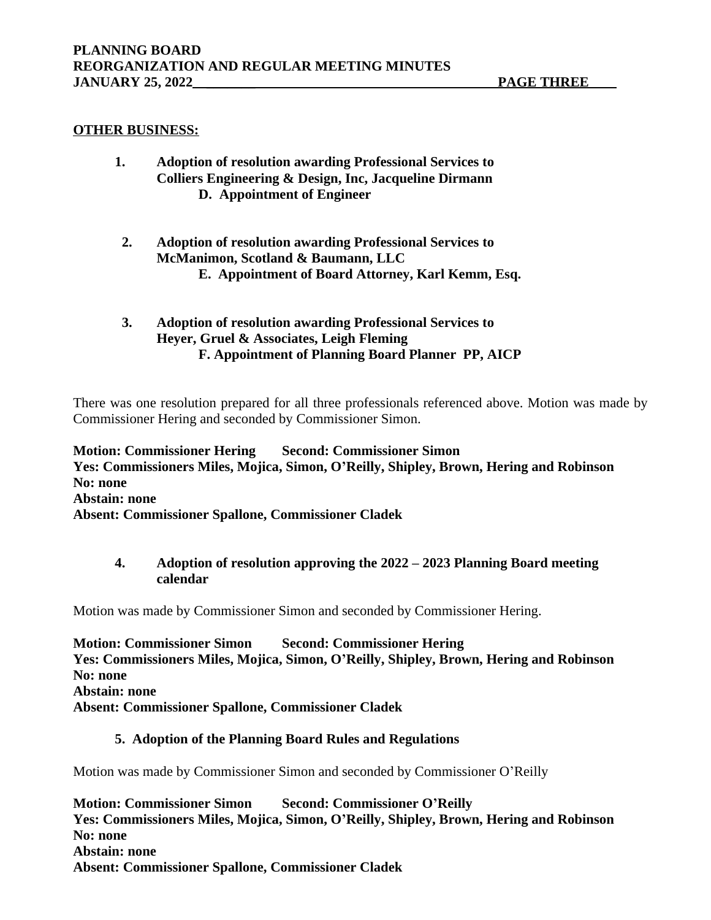## OTHER BUSINESS:

1. **Adoption of resolution awarding Professional Services to Colliers Engineering & Design, Inc, Jacqueline Dirmann**
   **D. Appointment of Engineer**

2. **Adoption of resolution awarding Professional Services to McManimon, Scotland & Baumann, LLC**
   **E. Appointment of Board Attorney, Karl Kemm, Esq.**

3. **Adoption of resolution awarding Professional Services to Heyer, Gruel & Associates, Leigh Fleming**
   **F. Appointment of Planning Board Planner PP, AICP**

There was one resolution prepared for all three professionals referenced above. Motion was made by Commissioner Hering and seconded by Commissioner Simon.

**Motion: Commissioner Hering Second: Commissioner Simon**
**Yes: Commissioners Miles, Mojica, Simon, O'Reilly, Shipley, Brown, Hering and Robinson**
**No: none**
**Abstain: none**
**Absent: Commissioner Spallone, Commissioner Cladek**

4. **Adoption of resolution approving the 2022 – 2023 Planning Board meeting calendar**

Motion was made by Commissioner Simon and seconded by Commissioner Hering.

**Motion: Commissioner Simon Second: Commissioner Hering**
**Yes: Commissioners Miles, Mojica, Simon, O'Reilly, Shipley, Brown, Hering and Robinson**
**No: none**
**Abstain: none**
**Absent: Commissioner Spallone, Commissioner Cladek**

5. **Adoption of the Planning Board Rules and Regulations**

Motion was made by Commissioner Simon and seconded by Commissioner O'Reilly

**Motion: Commissioner Simon Second: Commissioner O'Reilly**
**Yes: Commissioners Miles, Mojica, Simon, O'Reilly, Shipley, Brown, Hering and Robinson**
**No: none**
**Abstain: none**
**Absent: Commissioner Spallone, Commissioner Cladek**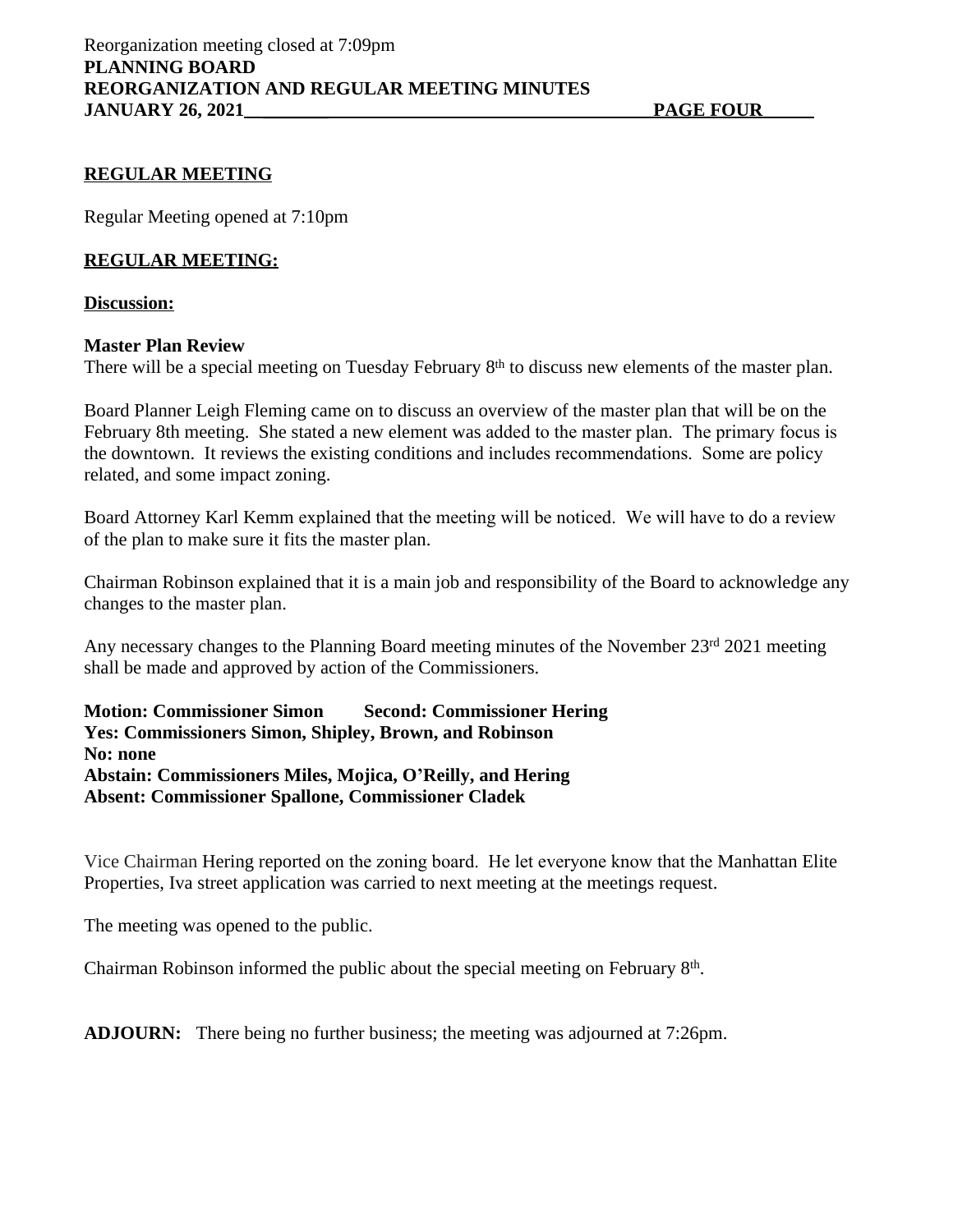Reorganization meeting closed at 7:09pm

**REGULAR MEETING**

Regular Meeting opened at 7:10pm

**REGULAR MEETING:**

**Discussion:**

**Master Plan Review**
There will be a special meeting on Tuesday February 8th to discuss new elements of the master plan.

Board Planner Leigh Fleming came on to discuss an overview of the master plan that will be on the February 8th meeting. She stated a new element was added to the master plan. The primary focus is the downtown. It reviews the existing conditions and includes recommendations. Some are policy related, and some impact zoning.

Board Attorney Karl Kemm explained that the meeting will be noticed. We will have to do a review of the plan to make sure it fits the master plan.

Chairman Robinson explained that it is a main job and responsibility of the Board to acknowledge any changes to the master plan.

Any necessary changes to the Planning Board meeting minutes of the November 23rd 2021 meeting shall be made and approved by action of the Commissioners.

**Motion: Commissioner Simon Second: Commissioner Hering**
**Yes: Commissioners Simon, Shipley, Brown, and Robinson**
**No: none**
**Abstain: Commissioners Miles, Mojica, O'Reilly, and Hering**
**Absent: Commissioner Spallone, Commissioner Cladek**

Vice Chairman Hering reported on the zoning board. He let everyone know that the Manhattan Elite Properties, Iva street application was carried to next meeting at the meetings request.

The meeting was opened to the public.

Chairman Robinson informed the public about the special meeting on February 8th.

**ADJOURN:** There being no further business; the meeting was adjourned at 7:26pm.